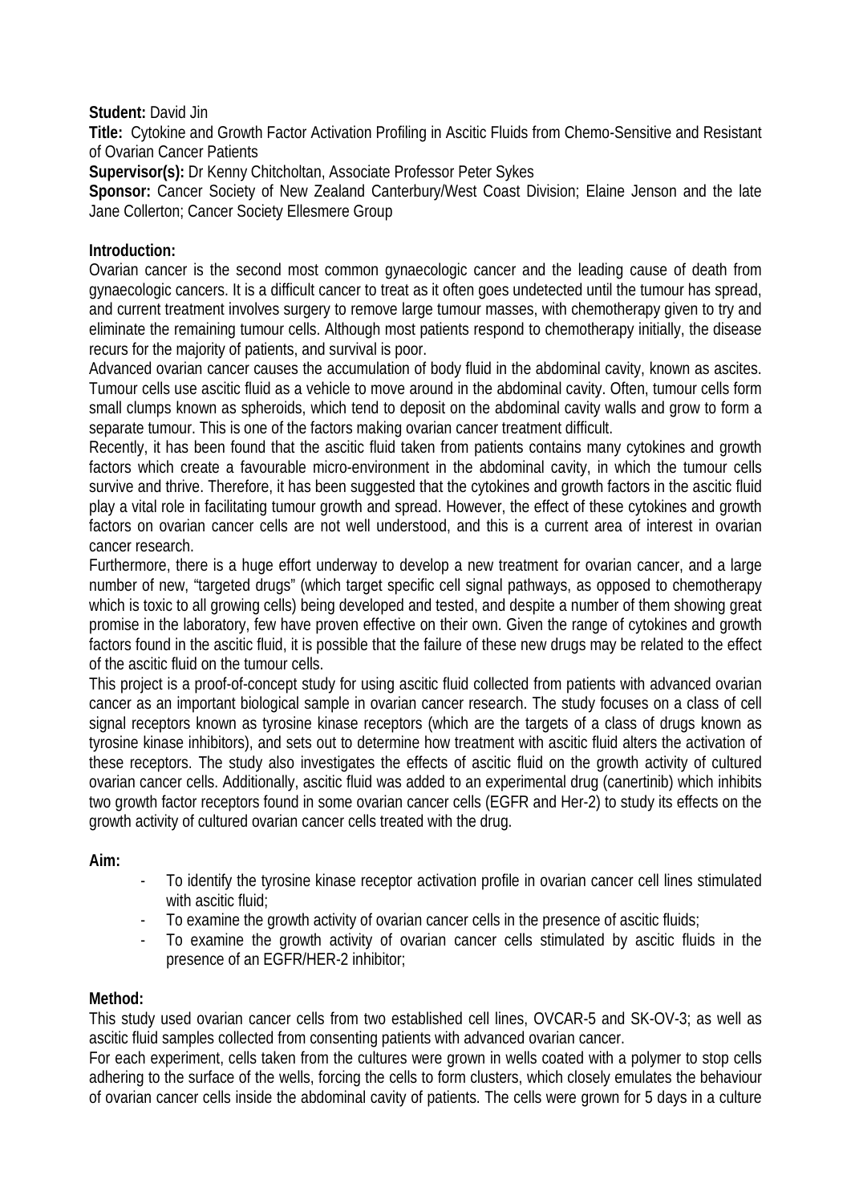**Student:** David Jin

**Title:** Cytokine and Growth Factor Activation Profiling in Ascitic Fluids from Chemo-Sensitive and Resistant of Ovarian Cancer Patients

**Supervisor(s):** Dr Kenny Chitcholtan, Associate Professor Peter Sykes

**Sponsor:** Cancer Society of New Zealand Canterbury/West Coast Division; Elaine Jenson and the late Jane Collerton; Cancer Society Ellesmere Group

**Introduction:**

Ovarian cancer is the second most common gynaecologic cancer and the leading cause of death from gynaecologic cancers. It is a difficult cancer to treat as it often goes undetected until the tumour has spread, and current treatment involves surgery to remove large tumour masses, with chemotherapy given to try and eliminate the remaining tumour cells. Although most patients respond to chemotherapy initially, the disease recurs for the majority of patients, and survival is poor.

Advanced ovarian cancer causes the accumulation of body fluid in the abdominal cavity, known as ascites. Tumour cells use ascitic fluid as a vehicle to move around in the abdominal cavity. Often, tumour cells form small clumps known as spheroids, which tend to deposit on the abdominal cavity walls and grow to form a separate tumour. This is one of the factors making ovarian cancer treatment difficult.

Recently, it has been found that the ascitic fluid taken from patients contains many cytokines and growth factors which create a favourable micro-environment in the abdominal cavity, in which the tumour cells survive and thrive. Therefore, it has been suggested that the cytokines and growth factors in the ascitic fluid play a vital role in facilitating tumour growth and spread. However, the effect of these cytokines and growth factors on ovarian cancer cells are not well understood, and this is a current area of interest in ovarian cancer research.

Furthermore, there is a huge effort underway to develop a new treatment for ovarian cancer, and a large number of new, "targeted drugs" (which target specific cell signal pathways, as opposed to chemotherapy which is toxic to all growing cells) being developed and tested, and despite a number of them showing great promise in the laboratory, few have proven effective on their own. Given the range of cytokines and growth factors found in the ascitic fluid, it is possible that the failure of these new drugs may be related to the effect of the ascitic fluid on the tumour cells.

This project is a proof-of-concept study for using ascitic fluid collected from patients with advanced ovarian cancer as an important biological sample in ovarian cancer research. The study focuses on a class of cell signal receptors known as tyrosine kinase receptors (which are the targets of a class of drugs known as tyrosine kinase inhibitors), and sets out to determine how treatment with ascitic fluid alters the activation of these receptors. The study also investigates the effects of ascitic fluid on the growth activity of cultured ovarian cancer cells. Additionally, ascitic fluid was added to an experimental drug (canertinib) which inhibits two growth factor receptors found in some ovarian cancer cells (EGFR and Her-2) to study its effects on the growth activity of cultured ovarian cancer cells treated with the drug.

**Aim:**

- To identify the tyrosine kinase receptor activation profile in ovarian cancer cell lines stimulated with ascitic fluid;
- To examine the growth activity of ovarian cancer cells in the presence of ascitic fluids;
- To examine the growth activity of ovarian cancer cells stimulated by ascitic fluids in the presence of an EGFR/HER-2 inhibitor;

**Method:**

This study used ovarian cancer cells from two established cell lines, OVCAR-5 and SK-OV-3; as well as ascitic fluid samples collected from consenting patients with advanced ovarian cancer.

For each experiment, cells taken from the cultures were grown in wells coated with a polymer to stop cells adhering to the surface of the wells, forcing the cells to form clusters, which closely emulates the behaviour of ovarian cancer cells inside the abdominal cavity of patients. The cells were grown for 5 days in a culture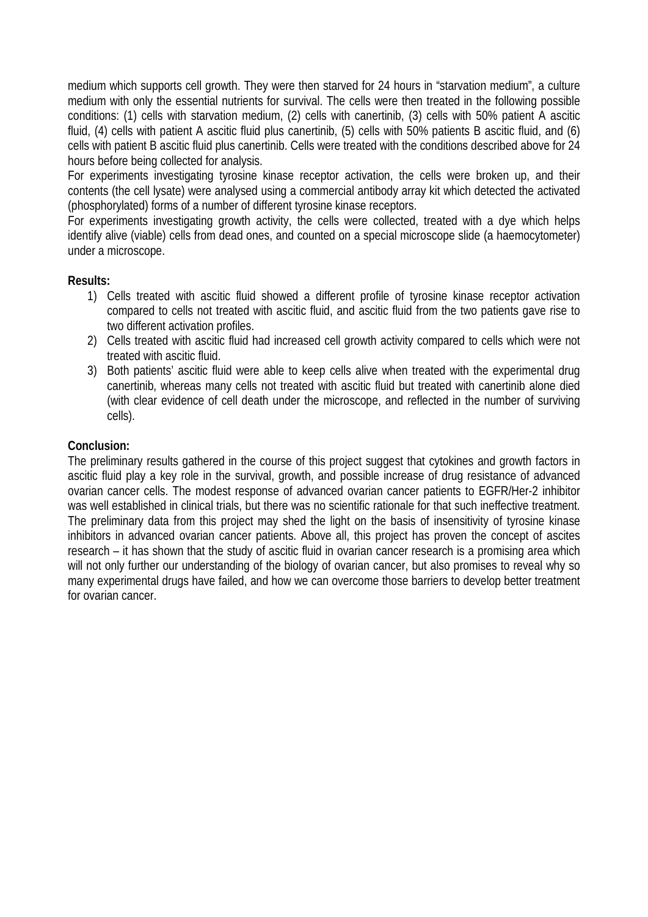medium which supports cell growth. They were then starved for 24 hours in "starvation medium", a culture medium with only the essential nutrients for survival. The cells were then treated in the following possible conditions: (1) cells with starvation medium, (2) cells with canertinib, (3) cells with 50% patient A ascitic fluid, (4) cells with patient A ascitic fluid plus canertinib, (5) cells with 50% patients B ascitic fluid, and (6) cells with patient B ascitic fluid plus canertinib. Cells were treated with the conditions described above for 24 hours before being collected for analysis.

For experiments investigating tyrosine kinase receptor activation, the cells were broken up, and their contents (the cell lysate) were analysed using a commercial antibody array kit which detected the activated (phosphorylated) forms of a number of different tyrosine kinase receptors.

For experiments investigating growth activity, the cells were collected, treated with a dye which helps identify alive (viable) cells from dead ones, and counted on a special microscope slide (a haemocytometer) under a microscope.

**Results:**

1) Cells treated with ascitic fluid showed a different profile of tyrosine kinase receptor activation compared to cells not treated with ascitic fluid, and ascitic fluid from the two patients gave rise to two different activation profiles.
2) Cells treated with ascitic fluid had increased cell growth activity compared to cells which were not treated with ascitic fluid.
3) Both patients' ascitic fluid were able to keep cells alive when treated with the experimental drug canertinib, whereas many cells not treated with ascitic fluid but treated with canertinib alone died (with clear evidence of cell death under the microscope, and reflected in the number of surviving cells).

**Conclusion:**

The preliminary results gathered in the course of this project suggest that cytokines and growth factors in ascitic fluid play a key role in the survival, growth, and possible increase of drug resistance of advanced ovarian cancer cells. The modest response of advanced ovarian cancer patients to EGFR/Her-2 inhibitor was well established in clinical trials, but there was no scientific rationale for that such ineffective treatment. The preliminary data from this project may shed the light on the basis of insensitivity of tyrosine kinase inhibitors in advanced ovarian cancer patients. Above all, this project has proven the concept of ascites research – it has shown that the study of ascitic fluid in ovarian cancer research is a promising area which will not only further our understanding of the biology of ovarian cancer, but also promises to reveal why so many experimental drugs have failed, and how we can overcome those barriers to develop better treatment for ovarian cancer.